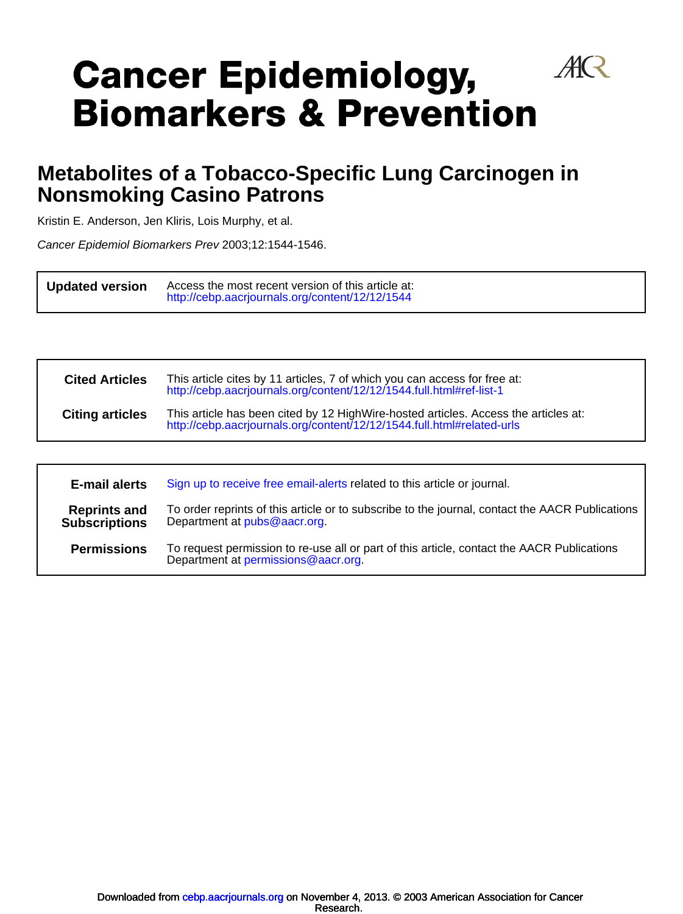# Cancer Epidemiology, Biomarkers & Prevention

## Metabolites of a Tobacco-Specific Lung Carcinogen in Nonsmoking Casino Patrons

Kristin E. Anderson, Jen Kliris, Lois Murphy, et al.

*Cancer Epidemiol Biomarkers Prev* 2003;12:1544-1546.

| | |
|---|---|
| **Updated version** | Access the most recent version of this article at: http://cebp.aacrjournals.org/content/12/12/1544 |

| | |
|---|---|
| **Cited Articles** | This article cites by 11 articles, 7 of which you can access for free at: http://cebp.aacrjournals.org/content/12/12/1544.full.html#ref-list-1 |
| **Citing articles** | This article has been cited by 12 HighWire-hosted articles. Access the articles at: http://cebp.aacrjournals.org/content/12/12/1544.full.html#related-urls |

| | |
|---|---|
| **E-mail alerts** | Sign up to receive free email-alerts related to this article or journal. |
| **Reprints and Subscriptions** | To order reprints of this article or to subscribe to the journal, contact the AACR Publications Department at pubs@aacr.org. |
| **Permissions** | To request permission to re-use all or part of this article, contact the AACR Publications Department at permissions@aacr.org. |

Downloaded from cebp.aacrjournals.org on November 4, 2013. © 2003 American Association for Cancer Research.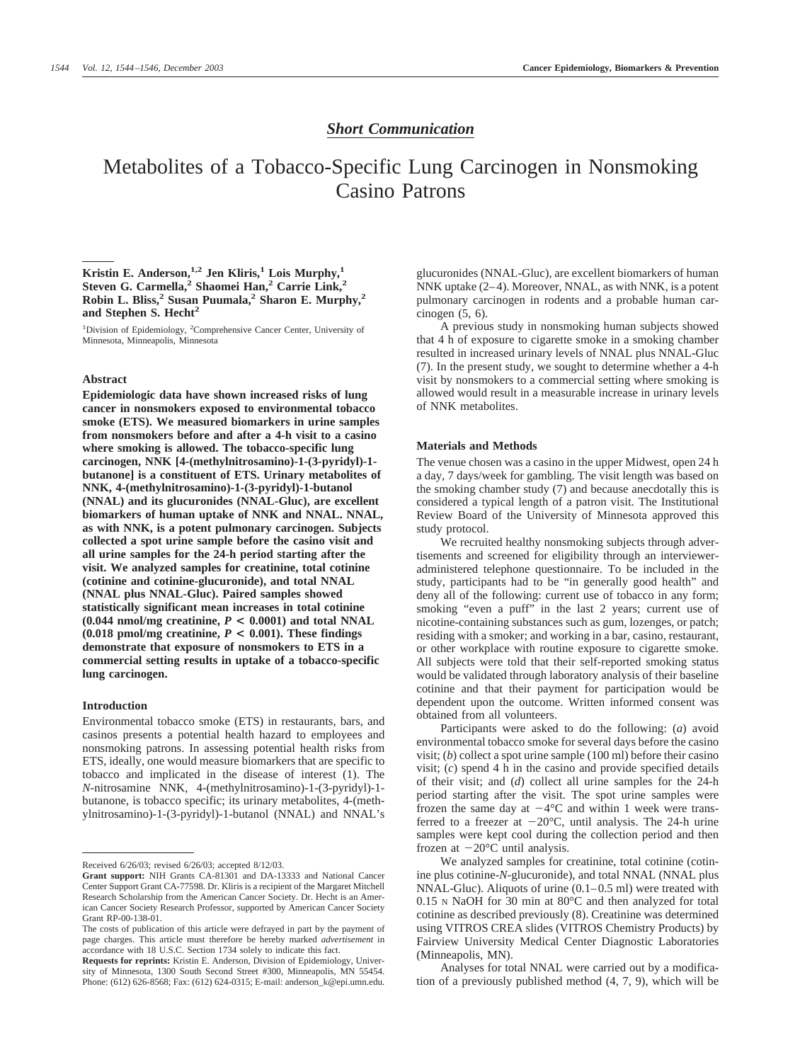*Short Communication*

# Metabolites of a Tobacco-Specific Lung Carcinogen in Nonsmoking Casino Patrons

**Kristin E. Anderson,[1,2] Jen Kliris,[1] Lois Murphy,[1] Steven G. Carmella,[2] Shaomei Han,[2] Carrie Link,[2] Robin L. Bliss,[2] Susan Puumala,[2] Sharon E. Murphy,[2] and Stephen S. Hecht[2]**

[1]Division of Epidemiology, [2]Comprehensive Cancer Center, University of Minnesota, Minneapolis, Minnesota

## Abstract

**Epidemiologic data have shown increased risks of lung cancer in nonsmokers exposed to environmental tobacco smoke (ETS). We measured biomarkers in urine samples from nonsmokers before and after a 4-h visit to a casino where smoking is allowed. The tobacco-specific lung carcinogen, NNK [4-(methylnitrosamino)-1-(3-pyridyl)-1-butanone] is a constituent of ETS. Urinary metabolites of NNK, 4-(methylnitrosamino)-1-(3-pyridyl)-1-butanol (NNAL) and its glucuronides (NNAL-Gluc), are excellent biomarkers of human uptake of NNK and NNAL. NNAL, as with NNK, is a potent pulmonary carcinogen. Subjects collected a spot urine sample before the casino visit and all urine samples for the 24-h period starting after the visit. We analyzed samples for creatinine, total cotinine (cotinine and cotinine-glucuronide), and total NNAL (NNAL plus NNAL-Gluc). Paired samples showed statistically significant mean increases in total cotinine (0.044 nmol/mg creatinine, $P < 0.0001$) and total NNAL (0.018 pmol/mg creatinine, $P < 0.001$). These findings demonstrate that exposure of nonsmokers to ETS in a commercial setting results in uptake of a tobacco-specific lung carcinogen.**

## Introduction

Environmental tobacco smoke (ETS) in restaurants, bars, and casinos presents a potential health hazard to employees and nonsmoking patrons. In assessing potential health risks from ETS, ideally, one would measure biomarkers that are specific to tobacco and implicated in the disease of interest (1). The *N*-nitrosamine NNK, 4-(methylnitrosamino)-1-(3-pyridyl)-1-butanone, is tobacco specific; its urinary metabolites, 4-(methylnitrosamino)-1-(3-pyridyl)-1-butanol (NNAL) and NNAL's glucuronides (NNAL-Gluc), are excellent biomarkers of human NNK uptake (2–4). Moreover, NNAL, as with NNK, is a potent pulmonary carcinogen in rodents and a probable human carcinogen (5, 6).

A previous study in nonsmoking human subjects showed that 4 h of exposure to cigarette smoke in a smoking chamber resulted in increased urinary levels of NNAL plus NNAL-Gluc (7). In the present study, we sought to determine whether a 4-h visit by nonsmokers to a commercial setting where smoking is allowed would result in a measurable increase in urinary levels of NNK metabolites.

## Materials and Methods

The venue chosen was a casino in the upper Midwest, open 24 h a day, 7 days/week for gambling. The visit length was based on the smoking chamber study (7) and because anecdotally this is considered a typical length of a patron visit. The Institutional Review Board of the University of Minnesota approved this study protocol.

We recruited healthy nonsmoking subjects through advertisements and screened for eligibility through an interviewer-administered telephone questionnaire. To be included in the study, participants had to be "in generally good health" and deny all of the following: current use of tobacco in any form; smoking "even a puff" in the last 2 years; current use of nicotine-containing substances such as gum, lozenges, or patch; residing with a smoker; and working in a bar, casino, restaurant, or other workplace with routine exposure to cigarette smoke. All subjects were told that their self-reported smoking status would be validated through laboratory analysis of their baseline cotinine and that their payment for participation would be dependent upon the outcome. Written informed consent was obtained from all volunteers.

Participants were asked to do the following: (*a*) avoid environmental tobacco smoke for several days before the casino visit; (*b*) collect a spot urine sample (100 ml) before their casino visit; (*c*) spend 4 h in the casino and provide specified details of their visit; and (*d*) collect all urine samples for the 24-h period starting after the visit. The spot urine samples were frozen the same day at −4°C and within 1 week were transferred to a freezer at −20°C, until analysis. The 24-h urine samples were kept cool during the collection period and then frozen at −20°C until analysis.

We analyzed samples for creatinine, total cotinine (cotinine plus cotinine-*N*-glucuronide), and total NNAL (NNAL plus NNAL-Gluc). Aliquots of urine (0.1–0.5 ml) were treated with 0.15 N NaOH for 30 min at 80°C and then analyzed for total cotinine as described previously (8). Creatinine was determined using VITROS CREA slides (VITROS Chemistry Products) by Fairview University Medical Center Diagnostic Laboratories (Minneapolis, MN).

Analyses for total NNAL were carried out by a modification of a previously published method (4, 7, 9), which will be

---

Received 6/26/03; revised 6/26/03; accepted 8/12/03.

**Grant support:** NIH Grants CA-81301 and DA-13333 and National Cancer Center Support Grant CA-77598. Dr. Kliris is a recipient of the Margaret Mitchell Research Scholarship from the American Cancer Society. Dr. Hecht is an American Cancer Society Research Professor, supported by American Cancer Society Grant RP-00-138-01.

The costs of publication of this article were defrayed in part by the payment of page charges. This article must therefore be hereby marked *advertisement* in accordance with 18 U.S.C. Section 1734 solely to indicate this fact.

**Requests for reprints:** Kristin E. Anderson, Division of Epidemiology, University of Minnesota, 1300 South Second Street #300, Minneapolis, MN 55454. Phone: (612) 626-8568; Fax: (612) 624-0315; E-mail: anderson_k@epi.umn.edu.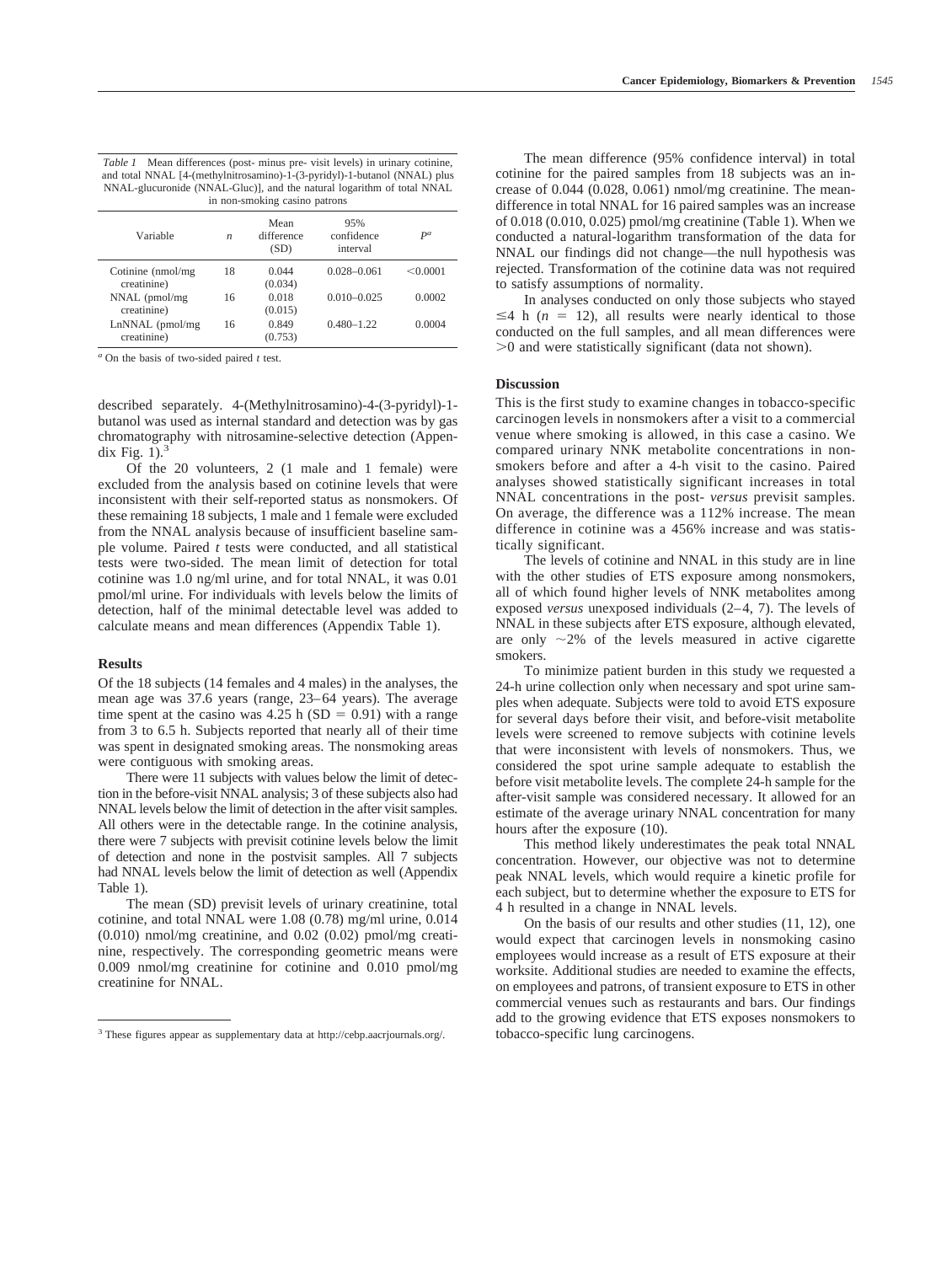*Table 1* Mean differences (post- minus pre- visit levels) in urinary cotinine, and total NNAL [4-(methylnitrosamino)-1-(3-pyridyl)-1-butanol (NNAL) plus NNAL-glucuronide (NNAL-Gluc)], and the natural logarithm of total NNAL in non-smoking casino patrons

| Variable | $n$ | Mean difference (SD) | 95% confidence interval | $P^a$ |
|---|---|---|---|---|
| Cotinine (nmol/mg creatinine) | 18 | 0.044 (0.034) | 0.028–0.061 | <0.0001 |
| NNAL (pmol/mg creatinine) | 16 | 0.018 (0.015) | 0.010–0.025 | 0.0002 |
| LnNNAL (pmol/mg creatinine) | 16 | 0.849 (0.753) | 0.480–1.22 | 0.0004 |

[a] On the basis of two-sided paired *t* test.

described separately. 4-(Methylnitrosamino)-4-(3-pyridyl)-1-butanol was used as internal standard and detection was by gas chromatography with nitrosamine-selective detection (Appendix Fig. 1).[3]

Of the 20 volunteers, 2 (1 male and 1 female) were excluded from the analysis based on cotinine levels that were inconsistent with their self-reported status as nonsmokers. Of these remaining 18 subjects, 1 male and 1 female were excluded from the NNAL analysis because of insufficient baseline sample volume. Paired *t* tests were conducted, and all statistical tests were two-sided. The mean limit of detection for total cotinine was 1.0 ng/ml urine, and for total NNAL, it was 0.01 pmol/ml urine. For individuals with levels below the limits of detection, half of the minimal detectable level was added to calculate means and mean differences (Appendix Table 1).

## Results

Of the 18 subjects (14 females and 4 males) in the analyses, the mean age was 37.6 years (range, 23–64 years). The average time spent at the casino was 4.25 h (SD = 0.91) with a range from 3 to 6.5 h. Subjects reported that nearly all of their time was spent in designated smoking areas. The nonsmoking areas were contiguous with smoking areas.

There were 11 subjects with values below the limit of detection in the before-visit NNAL analysis; 3 of these subjects also had NNAL levels below the limit of detection in the after visit samples. All others were in the detectable range. In the cotinine analysis, there were 7 subjects with previsit cotinine levels below the limit of detection and none in the postvisit samples. All 7 subjects had NNAL levels below the limit of detection as well (Appendix Table 1).

The mean (SD) previsit levels of urinary creatinine, total cotinine, and total NNAL were 1.08 (0.78) mg/ml urine, 0.014 (0.010) nmol/mg creatinine, and 0.02 (0.02) pmol/mg creatinine, respectively. The corresponding geometric means were 0.009 nmol/mg creatinine for cotinine and 0.010 pmol/mg creatinine for NNAL.

The mean difference (95% confidence interval) in total cotinine for the paired samples from 18 subjects was an increase of 0.044 (0.028, 0.061) nmol/mg creatinine. The mean-difference in total NNAL for 16 paired samples was an increase of 0.018 (0.010, 0.025) pmol/mg creatinine (Table 1). When we conducted a natural-logarithm transformation of the data for NNAL our findings did not change—the null hypothesis was rejected. Transformation of the cotinine data was not required to satisfy assumptions of normality.

In analyses conducted on only those subjects who stayed ≤4 h ($n$ = 12), all results were nearly identical to those conducted on the full samples, and all mean differences were >0 and were statistically significant (data not shown).

## Discussion

This is the first study to examine changes in tobacco-specific carcinogen levels in nonsmokers after a visit to a commercial venue where smoking is allowed, in this case a casino. We compared urinary NNK metabolite concentrations in nonsmokers before and after a 4-h visit to the casino. Paired analyses showed statistically significant increases in total NNAL concentrations in the post- *versus* previsit samples. On average, the difference was a 112% increase. The mean difference in cotinine was a 456% increase and was statistically significant.

The levels of cotinine and NNAL in this study are in line with the other studies of ETS exposure among nonsmokers, all of which found higher levels of NNK metabolites among exposed *versus* unexposed individuals (2–4, 7). The levels of NNAL in these subjects after ETS exposure, although elevated, are only ~2% of the levels measured in active cigarette smokers.

To minimize patient burden in this study we requested a 24-h urine collection only when necessary and spot urine samples when adequate. Subjects were told to avoid ETS exposure for several days before their visit, and before-visit metabolite levels were screened to remove subjects with cotinine levels that were inconsistent with levels of nonsmokers. Thus, we considered the spot urine sample adequate to establish the before visit metabolite levels. The complete 24-h sample for the after-visit sample was considered necessary. It allowed for an estimate of the average urinary NNAL concentration for many hours after the exposure (10).

This method likely underestimates the peak total NNAL concentration. However, our objective was not to determine peak NNAL levels, which would require a kinetic profile for each subject, but to determine whether the exposure to ETS for 4 h resulted in a change in NNAL levels.

On the basis of our results and other studies (11, 12), one would expect that carcinogen levels in nonsmoking casino employees would increase as a result of ETS exposure at their worksite. Additional studies are needed to examine the effects, on employees and patrons, of transient exposure to ETS in other commercial venues such as restaurants and bars. Our findings add to the growing evidence that ETS exposes nonsmokers to tobacco-specific lung carcinogens.

[3] These figures appear as supplementary data at http://cebp.aacrjournals.org/.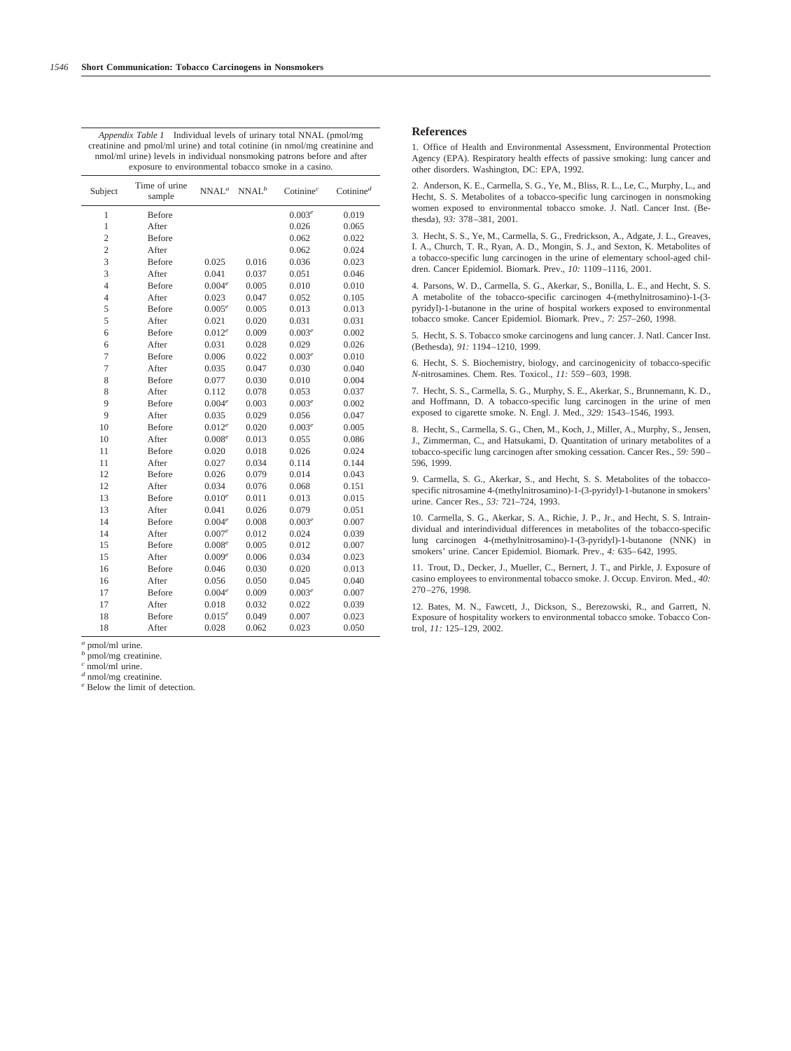*Appendix Table 1* Individual levels of urinary total NNAL (pmol/mg creatinine and pmol/ml urine) and total cotinine (in nmol/mg creatinine and nmol/ml urine) levels in individual nonsmoking patrons before and after exposure to environmental tobacco smoke in a casino.

| Subject | Time of urine sample | NNAL[a] | NNAL[b] | Cotinine[c] | Cotinine[d] |
|---|---|---|---|---|---|
| 1 | Before | | | 0.003[e] | 0.019 |
| 1 | After | | | 0.026 | 0.065 |
| 2 | Before | | | 0.062 | 0.022 |
| 2 | After | | | 0.062 | 0.024 |
| 3 | Before | 0.025 | 0.016 | 0.036 | 0.023 |
| 3 | After | 0.041 | 0.037 | 0.051 | 0.046 |
| 4 | Before | 0.004[e] | 0.005 | 0.010 | 0.010 |
| 4 | After | 0.023 | 0.047 | 0.052 | 0.105 |
| 5 | Before | 0.005[e] | 0.005 | 0.013 | 0.013 |
| 5 | After | 0.021 | 0.020 | 0.031 | 0.031 |
| 6 | Before | 0.012[e] | 0.009 | 0.003[e] | 0.002 |
| 6 | After | 0.031 | 0.028 | 0.029 | 0.026 |
| 7 | Before | 0.006 | 0.022 | 0.003[e] | 0.010 |
| 7 | After | 0.035 | 0.047 | 0.030 | 0.040 |
| 8 | Before | 0.077 | 0.030 | 0.010 | 0.004 |
| 8 | After | 0.112 | 0.078 | 0.053 | 0.037 |
| 9 | Before | 0.004[e] | 0.003 | 0.003[e] | 0.002 |
| 9 | After | 0.035 | 0.029 | 0.056 | 0.047 |
| 10 | Before | 0.012[e] | 0.020 | 0.003[e] | 0.005 |
| 10 | After | 0.008[e] | 0.013 | 0.055 | 0.086 |
| 11 | Before | 0.020 | 0.018 | 0.026 | 0.024 |
| 11 | After | 0.027 | 0.034 | 0.114 | 0.144 |
| 12 | Before | 0.026 | 0.079 | 0.014 | 0.043 |
| 12 | After | 0.034 | 0.076 | 0.068 | 0.151 |
| 13 | Before | 0.010[e] | 0.011 | 0.013 | 0.015 |
| 13 | After | 0.041 | 0.026 | 0.079 | 0.051 |
| 14 | Before | 0.004[e] | 0.008 | 0.003[e] | 0.007 |
| 14 | After | 0.007[e] | 0.012 | 0.024 | 0.039 |
| 15 | Before | 0.008[e] | 0.005 | 0.012 | 0.007 |
| 15 | After | 0.009[e] | 0.006 | 0.034 | 0.023 |
| 16 | Before | 0.046 | 0.030 | 0.020 | 0.013 |
| 16 | After | 0.056 | 0.050 | 0.045 | 0.040 |
| 17 | Before | 0.004[e] | 0.009 | 0.003[e] | 0.007 |
| 17 | After | 0.018 | 0.032 | 0.022 | 0.039 |
| 18 | Before | 0.015[e] | 0.049 | 0.007 | 0.023 |
| 18 | After | 0.028 | 0.062 | 0.023 | 0.050 |

[a] pmol/ml urine.
[b] pmol/mg creatinine.
[c] nmol/ml urine.
[d] nmol/mg creatinine.
[e] Below the limit of detection.

## References

1. Office of Health and Environmental Assessment, Environmental Protection Agency (EPA). Respiratory health effects of passive smoking: lung cancer and other disorders. Washington, DC: EPA, 1992.

2. Anderson, K. E., Carmella, S. G., Ye, M., Bliss, R. L., Le, C., Murphy, L., and Hecht, S. S. Metabolites of a tobacco-specific lung carcinogen in nonsmoking women exposed to environmental tobacco smoke. J. Natl. Cancer Inst. (Bethesda), *93:* 378–381, 2001.

3. Hecht, S. S., Ye, M., Carmella, S. G., Fredrickson, A., Adgate, J. L., Greaves, I. A., Church, T. R., Ryan, A. D., Mongin, S. J., and Sexton, K. Metabolites of a tobacco-specific lung carcinogen in the urine of elementary school-aged children. Cancer Epidemiol. Biomark. Prev., *10:* 1109–1116, 2001.

4. Parsons, W. D., Carmella, S. G., Akerkar, S., Bonilla, L. E., and Hecht, S. S. A metabolite of the tobacco-specific carcinogen 4-(methylnitrosamino)-1-(3-pyridyl)-1-butanone in the urine of hospital workers exposed to environmental tobacco smoke. Cancer Epidemiol. Biomark. Prev., *7:* 257–260, 1998.

5. Hecht, S. S. Tobacco smoke carcinogens and lung cancer. J. Natl. Cancer Inst. (Bethesda), *91:* 1194–1210, 1999.

6. Hecht, S. S. Biochemistry, biology, and carcinogenicity of tobacco-specific *N*-nitrosamines. Chem. Res. Toxicol., *11:* 559–603, 1998.

7. Hecht, S. S., Carmella, S. G., Murphy, S. E., Akerkar, S., Brunnemann, K. D., and Hoffmann, D. A tobacco-specific lung carcinogen in the urine of men exposed to cigarette smoke. N. Engl. J. Med., *329:* 1543–1546, 1993.

8. Hecht, S. S., Carmella, S. G., Chen, M., Koch, J., Miller, A., Murphy, S., Jensen, J., Zimmerman, C., and Hatsukami, D. Quantitation of urinary metabolites of a tobacco-specific lung carcinogen after smoking cessation. Cancer Res., *59:* 590–596, 1999.

9. Carmella, S. G., Akerkar, S., and Hecht, S. S. Metabolites of the tobacco-specific nitrosamine 4-(methylnitrosamino)-1-(3-pyridyl)-1-butanone in smokers' urine. Cancer Res., *53:* 721–724, 1993.

10. Carmella, S. G., Akerkar, S. A., Richie, J. P., Jr., and Hecht, S. S. Intraindividual and interindividual differences in metabolites of the tobacco-specific lung carcinogen 4-(methylnitrosamino)-1-(3-pyridyl)-1-butanone (NNK) in smokers' urine. Cancer Epidemiol. Biomark. Prev., *4:* 635–642, 1995.

11. Trout, D., Decker, J., Mueller, C., Bernert, J. T., and Pirkle, J. Exposure of casino employees to environmental tobacco smoke. J. Occup. Environ. Med., *40:* 270–276, 1998.

12. Bates, M. N., Fawcett, J., Dickson, S., Berezowski, R., and Garrett, N. Exposure of hospitality workers to environmental tobacco smoke. Tobacco Control, *11:* 125–129, 2002.